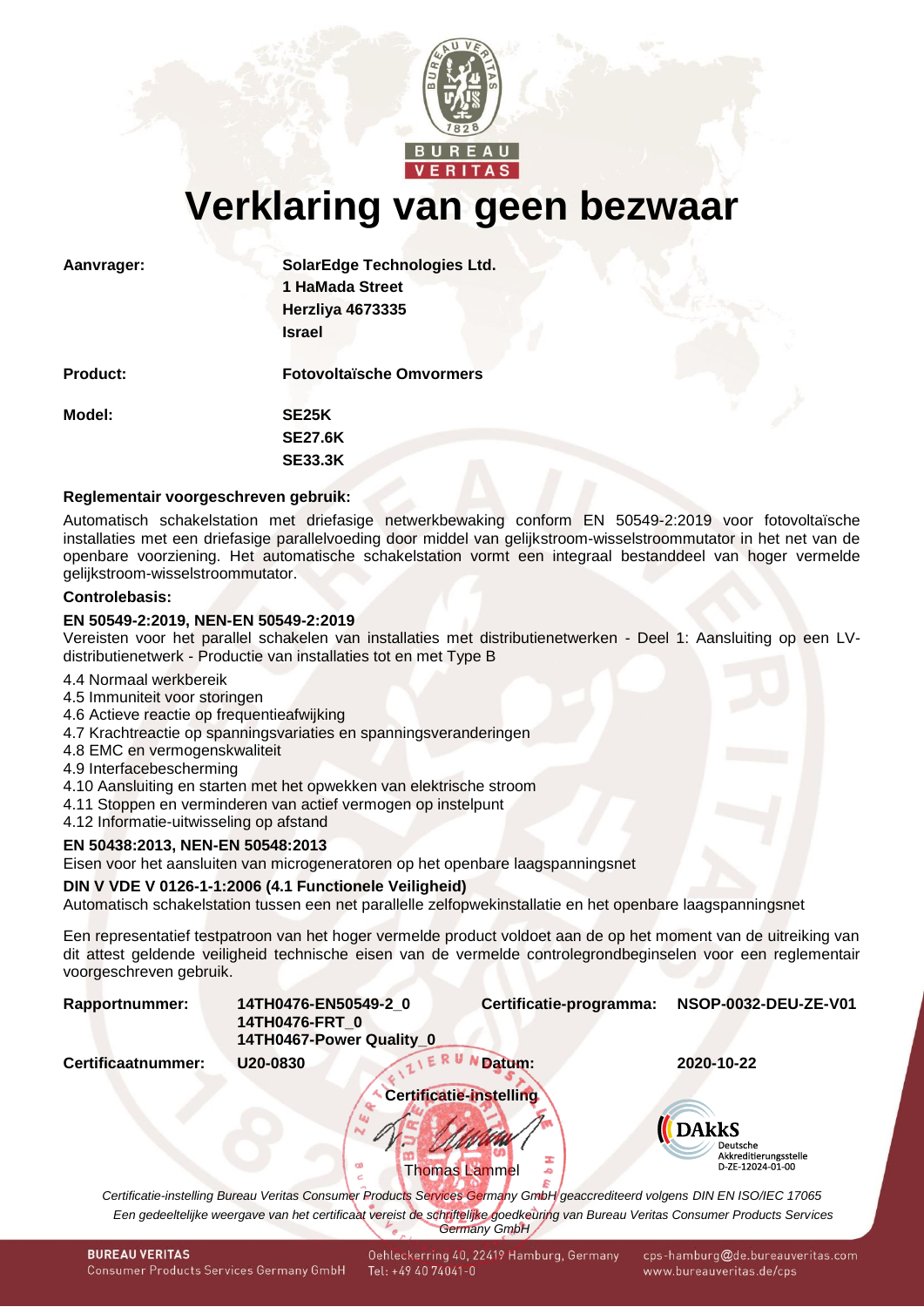# Verklaring van geen bezwaar

| | |
|---|---|
| **Aanvrager:** | **SolarEdge Technologies Ltd.**<br>**1 HaMada Street**<br>**Herzliya 4673335**<br>**Israel** |
| **Product:** | **Fotovoltaïsche Omvormers** |
| **Model:** | **SE25K**<br>**SE27.6K**<br>**SE33.3K** |

**Reglementair voorgeschreven gebruik:**

Automatisch schakelstation met driefasige netwerkbewaking conform EN 50549-2:2019 voor fotovoltaïsche installaties met een driefasige parallelvoeding door middel van gelijkstroom-wisselstroommutator in het net van de openbare voorziening. Het automatische schakelstation vormt een integraal bestanddeel van hoger vermelde gelijkstroom-wisselstroommutator.

**Controlebasis:**

**EN 50549-2:2019, NEN-EN 50549-2:2019**

Vereisten voor het parallel schakelen van installaties met distributienetwerken - Deel 1: Aansluiting op een LV-distributienetwerk - Productie van installaties tot en met Type B

- 4.4 Normaal werkbereik
- 4.5 Immuniteit voor storingen
- 4.6 Actieve reactie op frequentieafwijking
- 4.7 Krachtreactie op spanningsvariaties en spanningsveranderingen
- 4.8 EMC en vermogenskwaliteit
- 4.9 Interfacebescherming
- 4.10 Aansluiting en starten met het opwekken van elektrische stroom
- 4.11 Stoppen en verminderen van actief vermogen op instelpunt
- 4.12 Informatie-uitwisseling op afstand

**EN 50438:2013, NEN-EN 50548:2013**

Eisen voor het aansluiten van microgeneratoren op het openbare laagspanningsnet

**DIN V VDE V 0126-1-1:2006 (4.1 Functionele Veiligheid)**

Automatisch schakelstation tussen een net parallelle zelfopwekinstallatie en het openbare laagspanningsnet

Een representatief testpatroon van het hoger vermelde product voldoet aan de op het moment van de uitreiking van dit attest geldende veiligheid technische eisen van de vermelde controlegrondbeginselen voor een reglementair voorgeschreven gebruik.

| | | | |
|---|---|---|---|
| **Rapportnummer:** | **14TH0476-EN50549-2_0**<br>**14TH0476-FRT_0**<br>**14TH0467-Power Quality_0** | **Certificatie-programma:** | **NSOP-0032-DEU-ZE-V01** |
| **Certificaatnummer:** | **U20-0830** | **Datum:** | **2020-10-22** |

**Certificatie-instelling**

Thomas Lammel

DAkkS Deutsche Akkreditierungsstelle D-ZE-12024-01-00

*Certificatie-instelling Bureau Veritas Consumer Products Services Germany GmbH geaccrediteerd volgens DIN EN ISO/IEC 17065*

*Een gedeeltelijke weergave van het certificaat vereist de schriftelijke goedkeuring van Bureau Veritas Consumer Products Services Germany GmbH*

**BUREAU VERITAS** Consumer Products Services Germany GmbH | Oehleckerring 40, 22419 Hamburg, Germany Tel: +49 40 74041-0 | cps-hamburg@de.bureauveritas.com www.bureauveritas.de/cps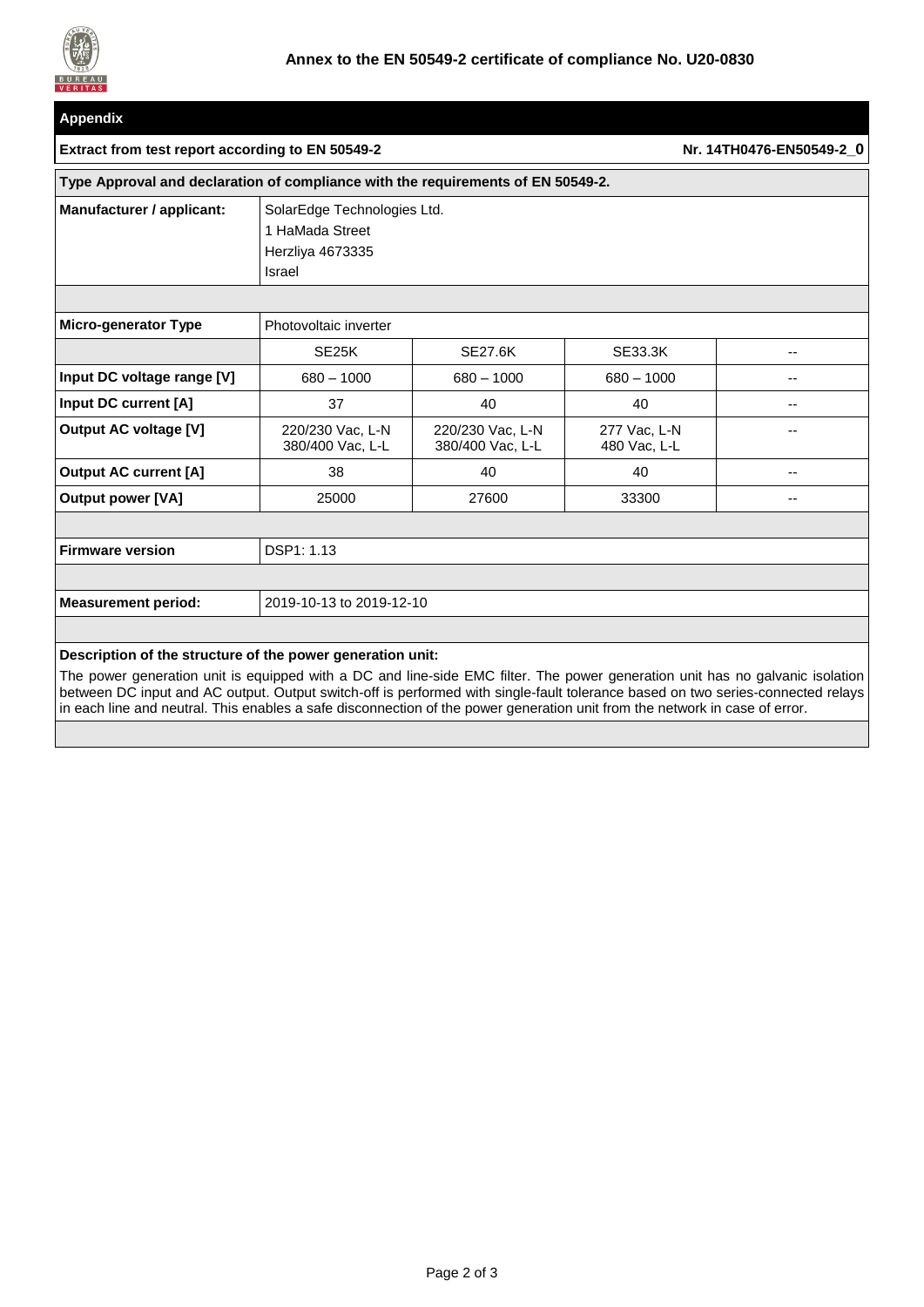## Annex to the EN 50549-2 certificate of compliance No. U20-0830

### Appendix

**Extract from test report according to EN 50549-2** — **Nr. 14TH0476-EN50549-2_0**

**Type Approval and declaration of compliance with the requirements of EN 50549-2.**

| | |
|---|---|
| **Manufacturer / applicant:** | SolarEdge Technologies Ltd.<br>1 HaMada Street<br>Herzliya 4673335<br>Israel |

| **Micro-generator Type** | Photovoltaic inverter | | | |
|---|---|---|---|---|
| | SE25K | SE27.6K | SE33.3K | -- |
| **Input DC voltage range [V]** | 680 – 1000 | 680 – 1000 | 680 – 1000 | -- |
| **Input DC current [A]** | 37 | 40 | 40 | -- |
| **Output AC voltage [V]** | 220/230 Vac, L-N<br>380/400 Vac, L-L | 220/230 Vac, L-N<br>380/400 Vac, L-L | 277 Vac, L-N<br>480 Vac, L-L | -- |
| **Output AC current [A]** | 38 | 40 | 40 | -- |
| **Output power [VA]** | 25000 | 27600 | 33300 | -- |

| | |
|---|---|
| **Firmware version** | DSP1: 1.13 |
| **Measurement period:** | 2019-10-13 to 2019-12-10 |

**Description of the structure of the power generation unit:**

The power generation unit is equipped with a DC and line-side EMC filter. The power generation unit has no galvanic isolation between DC input and AC output. Output switch-off is performed with single-fault tolerance based on two series-connected relays in each line and neutral. This enables a safe disconnection of the power generation unit from the network in case of error.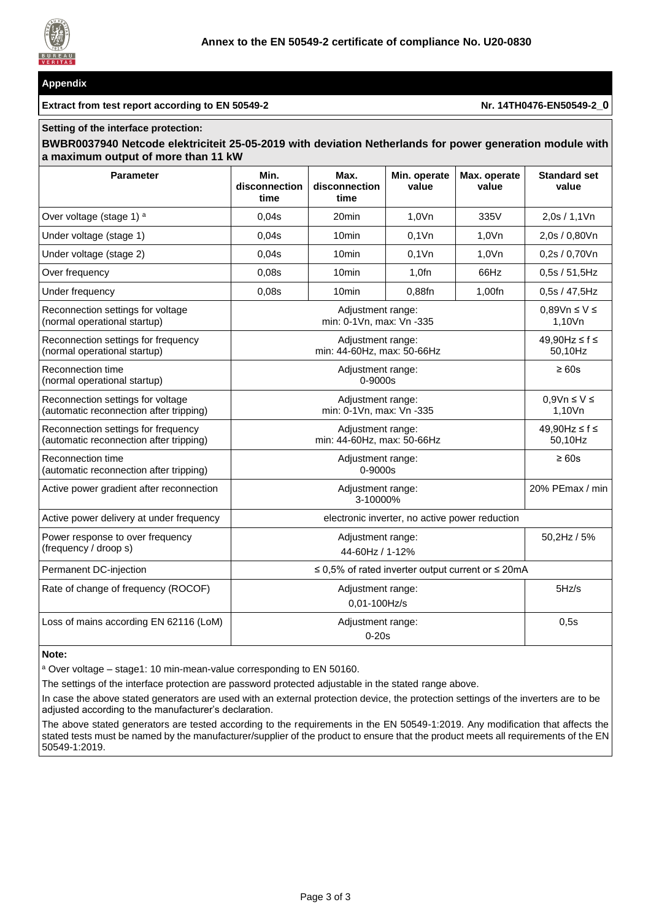**Annex to the EN 50549-2 certificate of compliance No. U20-0830**

## Appendix

**Extract from test report according to EN 50549-2** **Nr. 14TH0476-EN50549-2_0**

**Setting of the interface protection:**

**BWBR0037940 Netcode elektriciteit 25-05-2019 with deviation Netherlands for power generation module with a maximum output of more than 11 kW**

| Parameter | Min. disconnection time | Max. disconnection time | Min. operate value | Max. operate value | Standard set value |
|---|---|---|---|---|---|
| Over voltage (stage 1) [a] | 0,04s | 20min | 1,0Vn | 335V | 2,0s / 1,1Vn |
| Under voltage (stage 1) | 0,04s | 10min | 0,1Vn | 1,0Vn | 2,0s / 0,80Vn |
| Under voltage (stage 2) | 0,04s | 10min | 0,1Vn | 1,0Vn | 0,2s / 0,70Vn |
| Over frequency | 0,08s | 10min | 1,0fn | 66Hz | 0,5s / 51,5Hz |
| Under frequency | 0,08s | 10min | 0,88fn | 1,00fn | 0,5s / 47,5Hz |
| Reconnection settings for voltage (normal operational startup) | Adjustment range: min: 0-1Vn, max: Vn -335 | | | | 0,89Vn ≤ V ≤ 1,10Vn |
| Reconnection settings for frequency (normal operational startup) | Adjustment range: min: 44-60Hz, max: 50-66Hz | | | | 49,90Hz ≤ f ≤ 50,10Hz |
| Reconnection time (normal operational startup) | Adjustment range: 0-9000s | | | | ≥ 60s |
| Reconnection settings for voltage (automatic reconnection after tripping) | Adjustment range: min: 0-1Vn, max: Vn -335 | | | | 0,9Vn ≤ V ≤ 1,10Vn |
| Reconnection settings for frequency (automatic reconnection after tripping) | Adjustment range: min: 44-60Hz, max: 50-66Hz | | | | 49,90Hz ≤ f ≤ 50,10Hz |
| Reconnection time (automatic reconnection after tripping) | Adjustment range: 0-9000s | | | | ≥ 60s |
| Active power gradient after reconnection | Adjustment range: 3-10000% | | | | 20% PEmax / min |
| Active power delivery at under frequency | electronic inverter, no active power reduction | | | | |
| Power response to over frequency (frequency / droop s) | Adjustment range: 44-60Hz / 1-12% | | | | 50,2Hz / 5% |
| Permanent DC-injection | ≤ 0,5% of rated inverter output current or ≤ 20mA | | | | |
| Rate of change of frequency (ROCOF) | Adjustment range: 0,01-100Hz/s | | | | 5Hz/s |
| Loss of mains according EN 62116 (LoM) | Adjustment range: 0-20s | | | | 0,5s |

**Note:**

[a] Over voltage – stage1: 10 min-mean-value corresponding to EN 50160.

The settings of the interface protection are password protected adjustable in the stated range above.

In case the above stated generators are used with an external protection device, the protection settings of the inverters are to be adjusted according to the manufacturer's declaration.

The above stated generators are tested according to the requirements in the EN 50549-1:2019. Any modification that affects the stated tests must be named by the manufacturer/supplier of the product to ensure that the product meets all requirements of the EN 50549-1:2019.